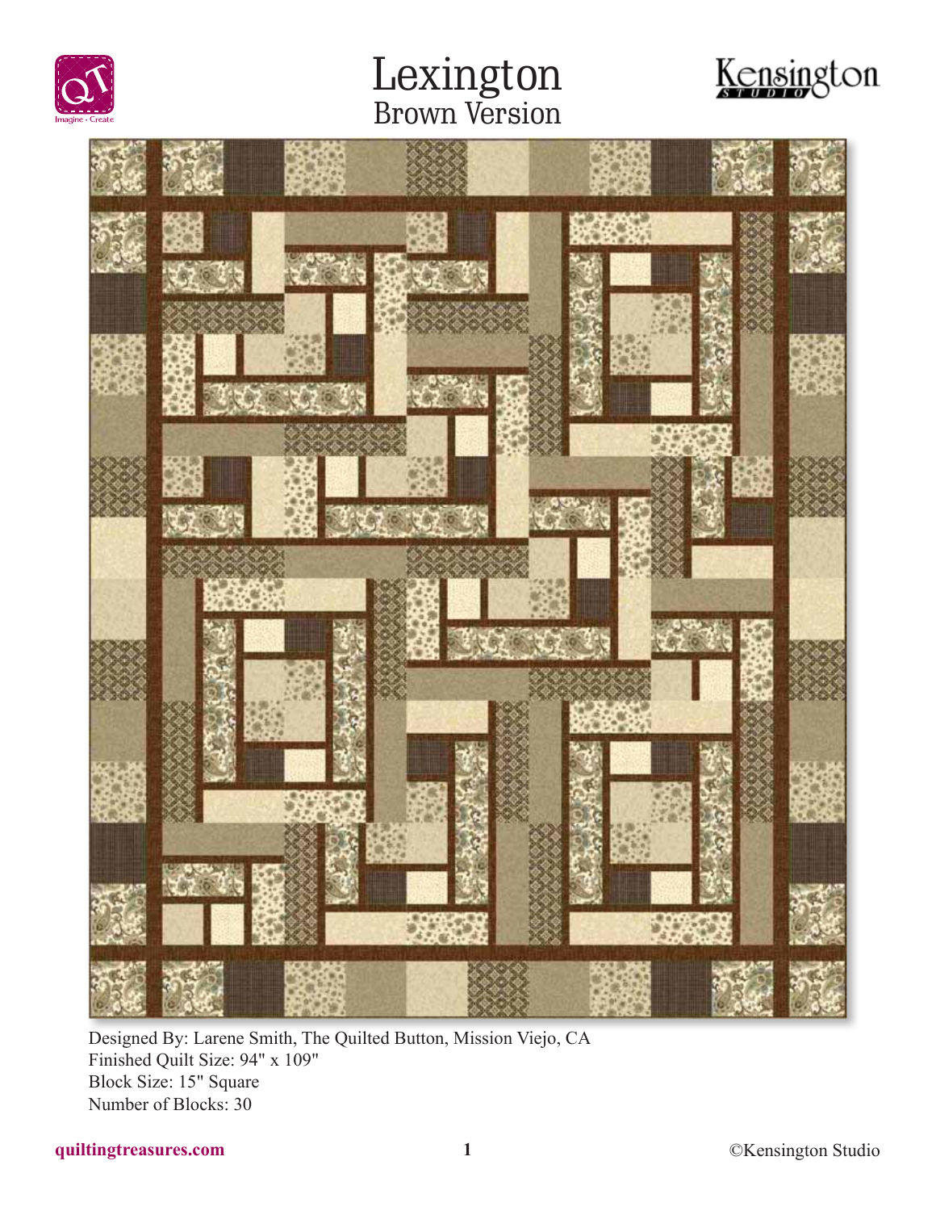# Lexington

## Brown Version

Designed By: Larene Smith, The Quilted Button, Mission Viejo, CA
Finished Quilt Size: 94" x 109"
Block Size: 15" Square
Number of Blocks: 30

quiltingtreasures.com

©Kensington Studio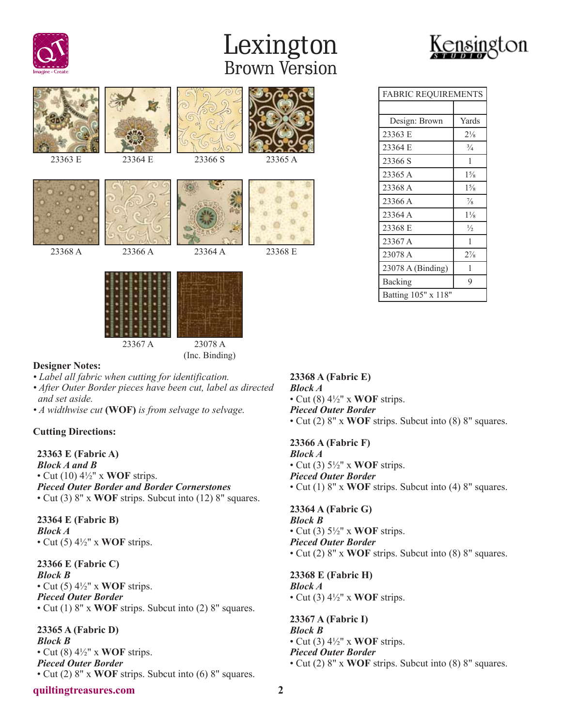# Lexington
## Brown Version

Kensington Studio

23363 E | 23364 E | 23366 S | 23365 A

23368 A | 23366 A | 23364 A | 23368 E

23367 A | 23078 A (Inc. Binding)

| FABRIC REQUIREMENTS | |
|---|---|
| | |
| Design: Brown | Yards |
| 23363 E | 2⅛ |
| 23364 E | ¾ |
| 23366 S | 1 |
| 23365 A | 1⅝ |
| 23368 A | 1⅝ |
| 23366 A | ⅞ |
| 23364 A | 1⅛ |
| 23368 E | ½ |
| 23367 A | 1 |
| 23078 A | 2⅞ |
| 23078 A (Binding) | 1 |
| Backing | 9 |
| Batting 105" x 118" | |

**Designer Notes:**

- *Label all fabric when cutting for identification.*
- *After Outer Border pieces have been cut, label as directed and set aside.*
- *A widthwise cut* **(WOF)** *is from selvage to selvage.*

**Cutting Directions:**

**23363 E (Fabric A)**
***Block A and B***
- Cut (10) 4½" x **WOF** strips.

***Pieced Outer Border and Border Cornerstones***
- Cut (3) 8" x **WOF** strips. Subcut into (12) 8" squares.

**23364 E (Fabric B)**
***Block A***
- Cut (5) 4½" x **WOF** strips.

**23366 E (Fabric C)**
***Block B***
- Cut (5) 4½" x **WOF** strips.

***Pieced Outer Border***
- Cut (1) 8" x **WOF** strips. Subcut into (2) 8" squares.

**23365 A (Fabric D)**
***Block B***
- Cut (8) 4½" x **WOF** strips.

***Pieced Outer Border***
- Cut (2) 8" x **WOF** strips. Subcut into (6) 8" squares.

**23368 A (Fabric E)**
***Block A***
- Cut (8) 4½" x **WOF** strips.

***Pieced Outer Border***
- Cut (2) 8" x **WOF** strips. Subcut into (8) 8" squares.

**23366 A (Fabric F)**
***Block A***
- Cut (3) 5½" x **WOF** strips.

***Pieced Outer Border***
- Cut (1) 8" x **WOF** strips. Subcut into (4) 8" squares.

**23364 A (Fabric G)**
***Block B***
- Cut (3) 5½" x **WOF** strips.

***Pieced Outer Border***
- Cut (2) 8" x **WOF** strips. Subcut into (8) 8" squares.

**23368 E (Fabric H)**
***Block A***
- Cut (3) 4½" x **WOF** strips.

**23367 A (Fabric I)**
***Block B***
- Cut (3) 4½" x **WOF** strips.

***Pieced Outer Border***
- Cut (2) 8" x **WOF** strips. Subcut into (8) 8" squares.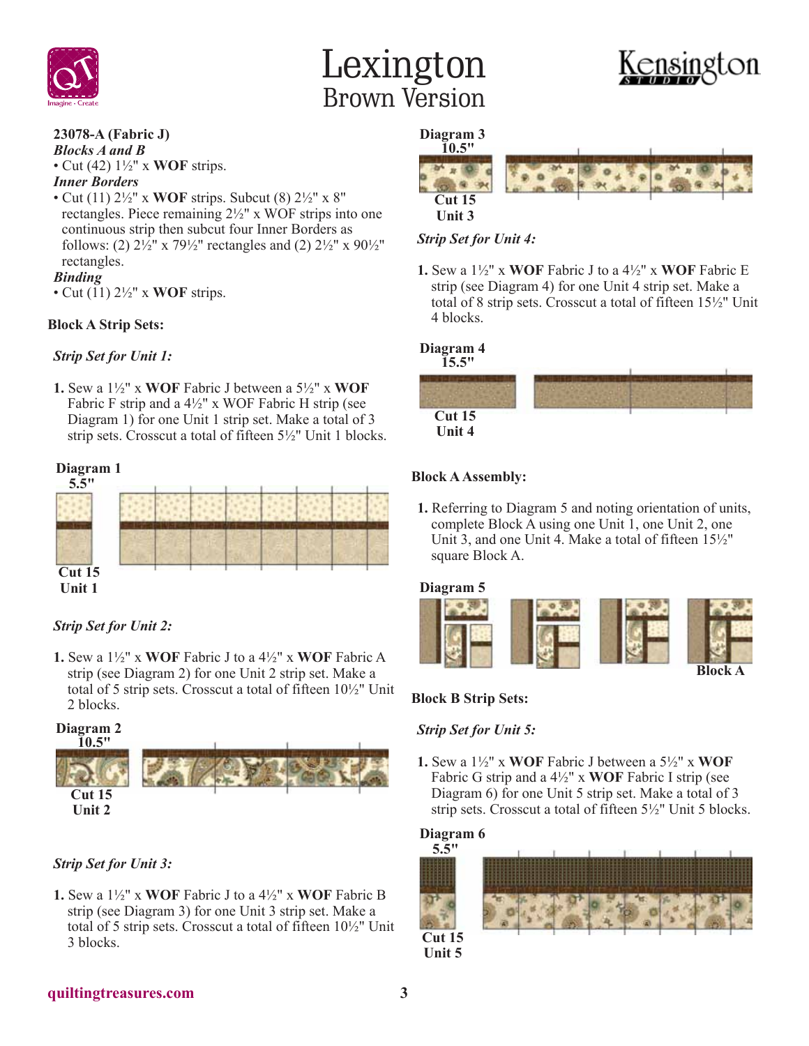# Lexington
## Brown Version

**23078-A (Fabric J)**

***Blocks A and B***

- Cut (42) 1½" x **WOF** strips.

***Inner Borders***

- Cut (11) 2½" x **WOF** strips. Subcut (8) 2½" x 8" rectangles. Piece remaining 2½" x WOF strips into one continuous strip then subcut four Inner Borders as follows: (2) 2½" x 79½" rectangles and (2) 2½" x 90½" rectangles.

***Binding***

- Cut (11) 2½" x **WOF** strips.

**Block A Strip Sets:**

***Strip Set for Unit 1:***

**1.** Sew a 1½" x **WOF** Fabric J between a 5½" x **WOF** Fabric F strip and a 4½" x WOF Fabric H strip (see Diagram 1) for one Unit 1 strip set. Make a total of 3 strip sets. Crosscut a total of fifteen 5½" Unit 1 blocks.

**Diagram 1**
**5.5"**
**Cut 15**
**Unit 1**

***Strip Set for Unit 2:***

**1.** Sew a 1½" x **WOF** Fabric J to a 4½" x **WOF** Fabric A strip (see Diagram 2) for one Unit 2 strip set. Make a total of 5 strip sets. Crosscut a total of fifteen 10½" Unit 2 blocks.

**Diagram 2**
**10.5"**
**Cut 15**
**Unit 2**

***Strip Set for Unit 3:***

**1.** Sew a 1½" x **WOF** Fabric J to a 4½" x **WOF** Fabric B strip (see Diagram 3) for one Unit 3 strip set. Make a total of 5 strip sets. Crosscut a total of fifteen 10½" Unit 3 blocks.

**Diagram 3**
**10.5"**
**Cut 15**
**Unit 3**

***Strip Set for Unit 4:***

**1.** Sew a 1½" x **WOF** Fabric J to a 4½" x **WOF** Fabric E strip (see Diagram 4) for one Unit 4 strip set. Make a total of 8 strip sets. Crosscut a total of fifteen 15½" Unit 4 blocks.

**Diagram 4**
**15.5"**
**Cut 15**
**Unit 4**

**Block A Assembly:**

**1.** Referring to Diagram 5 and noting orientation of units, complete Block A using one Unit 1, one Unit 2, one Unit 3, and one Unit 4. Make a total of fifteen 15½" square Block A.

**Diagram 5**
**Block A**

**Block B Strip Sets:**

***Strip Set for Unit 5:***

**1.** Sew a 1½" x **WOF** Fabric J between a 5½" x **WOF** Fabric G strip and a 4½" x **WOF** Fabric I strip (see Diagram 6) for one Unit 5 strip set. Make a total of 3 strip sets. Crosscut a total of fifteen 5½" Unit 5 blocks.

**Diagram 6**
**5.5"**
**Cut 15**
**Unit 5**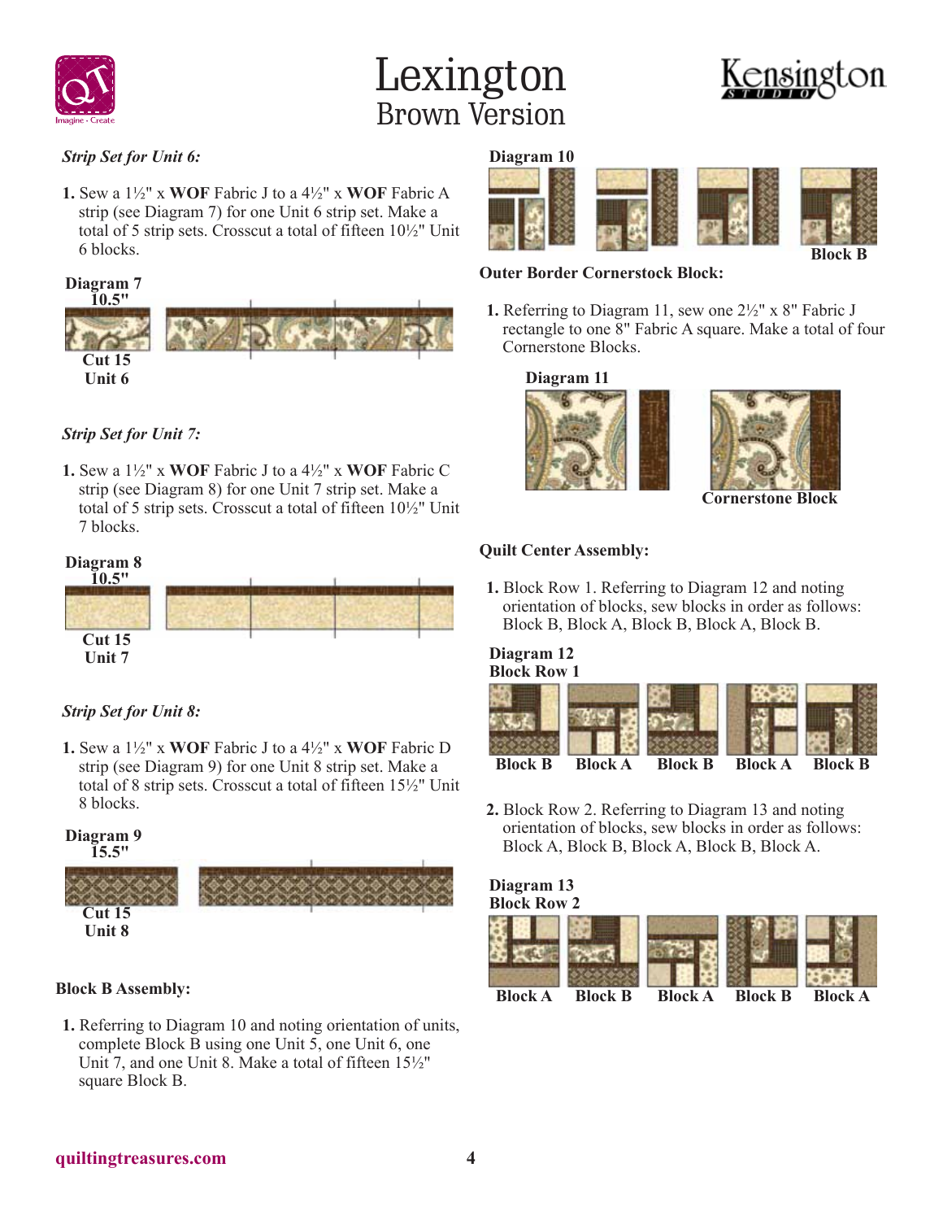# Lexington
## Brown Version

*Strip Set for Unit 6:*

1. Sew a 1½" x **WOF** Fabric J to a 4½" x **WOF** Fabric A strip (see Diagram 7) for one Unit 6 strip set. Make a total of 5 strip sets. Crosscut a total of fifteen 10½" Unit 6 blocks.

**Diagram 7**
**10.5"**
**Cut 15**
**Unit 6**

*Strip Set for Unit 7:*

1. Sew a 1½" x **WOF** Fabric J to a 4½" x **WOF** Fabric C strip (see Diagram 8) for one Unit 7 strip set. Make a total of 5 strip sets. Crosscut a total of fifteen 10½" Unit 7 blocks.

**Diagram 8**
**10.5"**
**Cut 15**
**Unit 7**

*Strip Set for Unit 8:*

1. Sew a 1½" x **WOF** Fabric J to a 4½" x **WOF** Fabric D strip (see Diagram 9) for one Unit 8 strip set. Make a total of 8 strip sets. Crosscut a total of fifteen 15½" Unit 8 blocks.

**Diagram 9**
**15.5"**
**Cut 15**
**Unit 8**

**Block B Assembly:**

1. Referring to Diagram 10 and noting orientation of units, complete Block B using one Unit 5, one Unit 6, one Unit 7, and one Unit 8. Make a total of fifteen 15½" square Block B.

**Diagram 10**

**Block B**

**Outer Border Cornerstock Block:**

1. Referring to Diagram 11, sew one 2½" x 8" Fabric J rectangle to one 8" Fabric A square. Make a total of four Cornerstone Blocks.

**Diagram 11**

**Cornerstone Block**

**Quilt Center Assembly:**

1. Block Row 1. Referring to Diagram 12 and noting orientation of blocks, sew blocks in order as follows: Block B, Block A, Block B, Block A, Block B.

**Diagram 12**
**Block Row 1**

**Block B** **Block A** **Block B** **Block A** **Block B**

2. Block Row 2. Referring to Diagram 13 and noting orientation of blocks, sew blocks in order as follows: Block A, Block B, Block A, Block B, Block A.

**Diagram 13**
**Block Row 2**

**Block A** **Block B** **Block A** **Block B** **Block A**

quiltingtreasures.com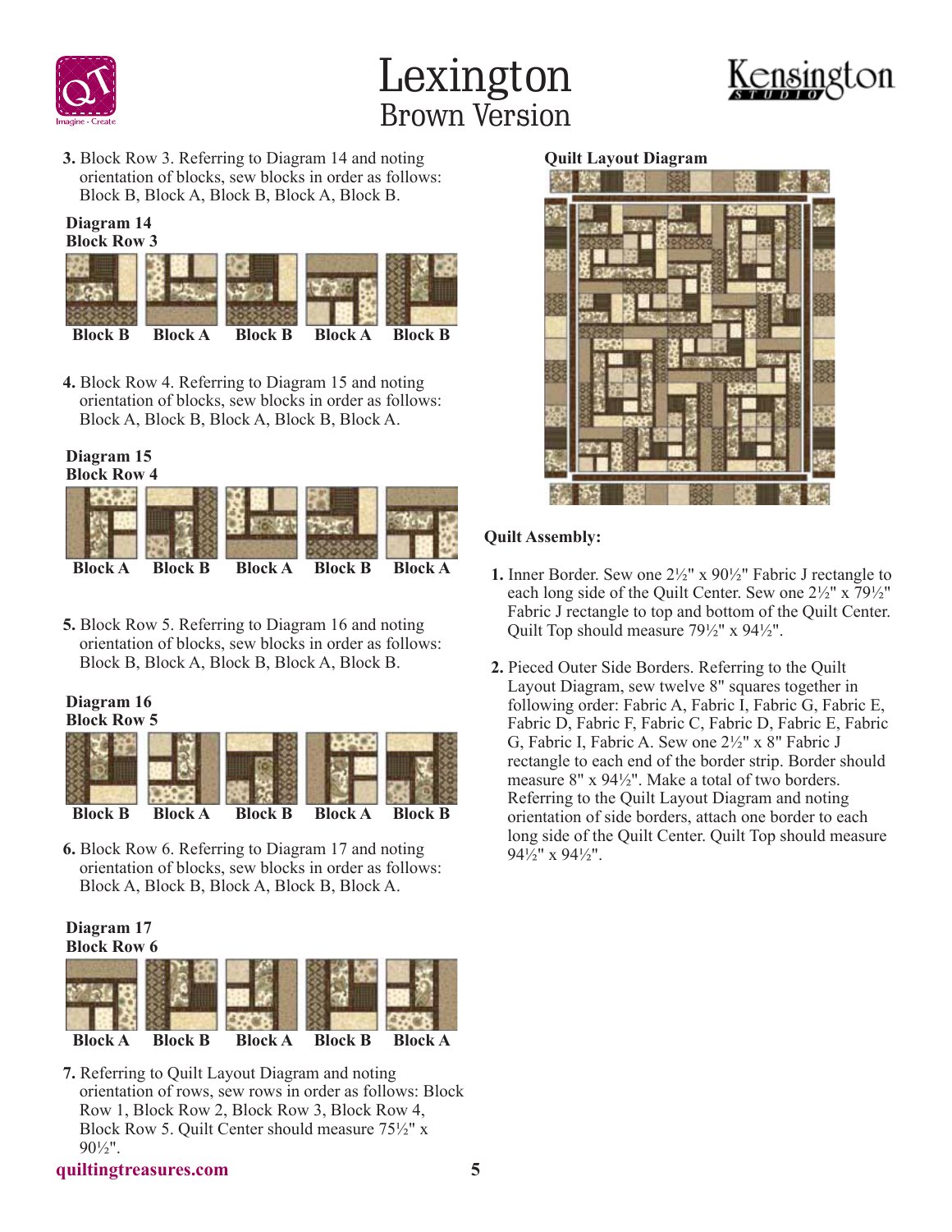# Lexington
## Brown Version

3. Block Row 3. Referring to Diagram 14 and noting orientation of blocks, sew blocks in order as follows: Block B, Block A, Block B, Block A, Block B.

**Diagram 14**
**Block Row 3**

Block B | Block A | Block B | Block A | Block B

4. Block Row 4. Referring to Diagram 15 and noting orientation of blocks, sew blocks in order as follows: Block A, Block B, Block A, Block B, Block A.

**Diagram 15**
**Block Row 4**

Block A | Block B | Block A | Block B | Block A

5. Block Row 5. Referring to Diagram 16 and noting orientation of blocks, sew blocks in order as follows: Block B, Block A, Block B, Block A, Block B.

**Diagram 16**
**Block Row 5**

Block B | Block A | Block B | Block A | Block B

6. Block Row 6. Referring to Diagram 17 and noting orientation of blocks, sew blocks in order as follows: Block A, Block B, Block A, Block B, Block A.

**Diagram 17**
**Block Row 6**

Block A | Block B | Block A | Block B | Block A

7. Referring to Quilt Layout Diagram and noting orientation of rows, sew rows in order as follows: Block Row 1, Block Row 2, Block Row 3, Block Row 4, Block Row 5. Quilt Center should measure 75½" x 90½".

**Quilt Layout Diagram**

**Quilt Assembly:**

1. Inner Border. Sew one 2½" x 90½" Fabric J rectangle to each long side of the Quilt Center. Sew one 2½" x 79½" Fabric J rectangle to top and bottom of the Quilt Center. Quilt Top should measure 79½" x 94½".

2. Pieced Outer Side Borders. Referring to the Quilt Layout Diagram, sew twelve 8" squares together in following order: Fabric A, Fabric I, Fabric G, Fabric E, Fabric D, Fabric F, Fabric C, Fabric D, Fabric E, Fabric G, Fabric I, Fabric A. Sew one 2½" x 8" Fabric J rectangle to each end of the border strip. Border should measure 8" x 94½". Make a total of two borders. Referring to the Quilt Layout Diagram and noting orientation of side borders, attach one border to each long side of the Quilt Center. Quilt Top should measure 94½" x 94½".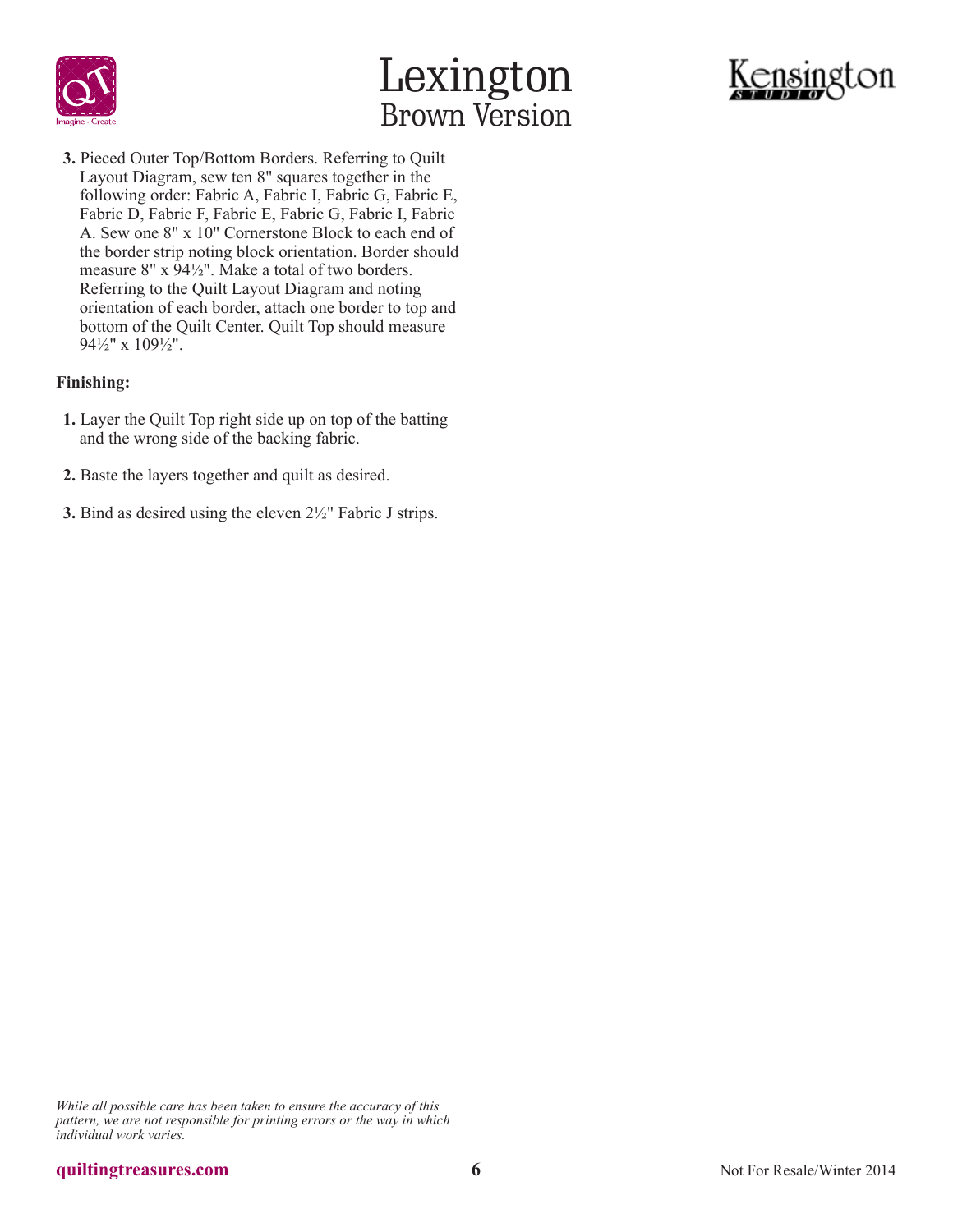3. Pieced Outer Top/Bottom Borders. Referring to Quilt Layout Diagram, sew ten 8" squares together in the following order: Fabric A, Fabric I, Fabric G, Fabric E, Fabric D, Fabric F, Fabric E, Fabric G, Fabric I, Fabric A. Sew one 8" x 10" Cornerstone Block to each end of the border strip noting block orientation. Border should measure 8" x 94½". Make a total of two borders. Referring to the Quilt Layout Diagram and noting orientation of each border, attach one border to top and bottom of the Quilt Center. Quilt Top should measure 94½" x 109½".

**Finishing:**

1. Layer the Quilt Top right side up on top of the batting and the wrong side of the backing fabric.

2. Baste the layers together and quilt as desired.

3. Bind as desired using the eleven 2½" Fabric J strips.

*While all possible care has been taken to ensure the accuracy of this pattern, we are not responsible for printing errors or the way in which individual work varies.*